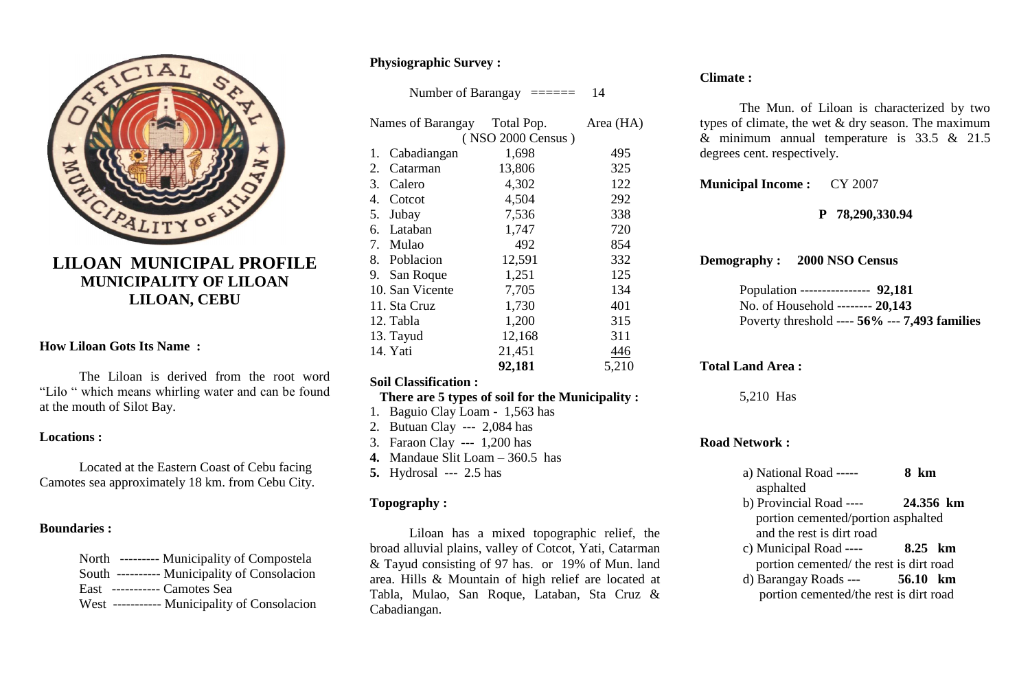# LILOAN MUNICIPAL PROFILE
## MUNICIPALITY OF LILOAN
## LILOAN, CEBU

**How Liloan Gots Its Name :**

The Liloan is derived from the root word "Lilo " which means whirling water and can be found at the mouth of Silot Bay.

**Locations :**

Located at the Eastern Coast of Cebu facing Camotes sea approximately 18 km. from Cebu City.

**Boundaries :**

North --------- Municipality of Compostela
South ---------- Municipality of Consolacion
East ----------- Camotes Sea
West ----------- Municipality of Consolacion

**Physiographic Survey :**

Number of Barangay ====== 14

| Names of Barangay | Total Pop. (NSO 2000 Census) | Area (HA) |
|---|---|---|
| 1. Cabadiangan | 1,698 | 495 |
| 2. Catarman | 13,806 | 325 |
| 3. Calero | 4,302 | 122 |
| 4. Cotcot | 4,504 | 292 |
| 5. Jubay | 7,536 | 338 |
| 6. Lataban | 1,747 | 720 |
| 7. Mulao | 492 | 854 |
| 8. Poblacion | 12,591 | 332 |
| 9. San Roque | 1,251 | 125 |
| 10. San Vicente | 7,705 | 134 |
| 11. Sta Cruz | 1,730 | 401 |
| 12. Tabla | 1,200 | 315 |
| 13. Tayud | 12,168 | 311 |
| 14. Yati | 21,451 | 446 |
| | **92,181** | 5,210 |

**Soil Classification :**

**There are 5 types of soil for the Municipality :**

1. Baguio Clay Loam - 1,563 has
2. Butuan Clay --- 2,084 has
3. Faraon Clay --- 1,200 has
4. Mandaue Slit Loam – 360.5 has
5. Hydrosal --- 2.5 has

**Topography :**

Liloan has a mixed topographic relief, the broad alluvial plains, valley of Cotcot, Yati, Catarman & Tayud consisting of 97 has. or 19% of Mun. land area. Hills & Mountain of high relief are located at Tabla, Mulao, San Roque, Lataban, Sta Cruz & Cabadiangan.

**Climate :**

The Mun. of Liloan is characterized by two types of climate, the wet & dry season. The maximum & minimum annual temperature is 33.5 & 21.5 degrees cent. respectively.

**Municipal Income :** CY 2007

**P 78,290,330.94**

**Demography : 2000 NSO Census**

Population ---------------- **92,181**
No. of Household -------- **20,143**
Poverty threshold ---- **56% --- 7,493 families**

**Total Land Area :**

5,210 Has

**Road Network :**

a) National Road ----- **8 km**
asphalted
b) Provincial Road ---- **24.356 km**
portion cemented/portion asphalted and the rest is dirt road
c) Municipal Road ---- **8.25 km**
portion cemented/ the rest is dirt road
d) Barangay Roads --- **56.10 km**
portion cemented/the rest is dirt road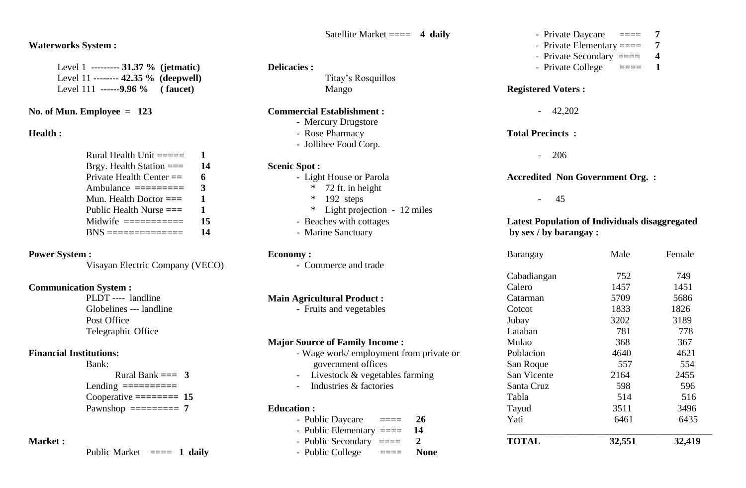**Waterworks System :**

Level 1 --------- **31.37 % (jetmatic)**
Level 11 -------- **42.35 % (deepwell)**
Level 111 ------**9.96 %** **( faucet)**

**No. of Mun. Employee = 123**

**Health :**

| | |
|---|---|
| Rural Health Unit ===== | **1** |
| Brgy. Health Station === | **14** |
| Private Health Center == | **6** |
| Ambulance ======== | **3** |
| Mun. Health Doctor === | **1** |
| Public Health Nurse === | **1** |
| Midwife ========== | **15** |
| BNS ============= | **14** |

**Power System :**

Visayan Electric Company (VECO)

**Communication System :**

PLDT ---- landline
Globelines --- landline
Post Office
Telegraphic Office

**Financial Institutions:**

Bank:
Rural Bank === **3**
Lending =========
Cooperative ======== **15**
Pawnshop ======== **7**

**Market :**

Public Market **==== 1 daily**
Satellite Market **==== 4 daily**

**Delicacies :**

Titay's Rosquillos
Mango

**Commercial Establishment :**

- Mercury Drugstore
- Rose Pharmacy
- Jollibee Food Corp.

**Scenic Spot :**

- Light House or Parola
  - * 72 ft. in height
  - * 192 steps
  - * Light projection - 12 miles
- Beaches with cottages
- Marine Sanctuary

**Economy :**

- Commerce and trade

**Main Agricultural Product :**

- Fruits and vegetables

**Major Source of Family Income :**

- Wage work/ employment from private or government offices
- Livestock & vegetables farming
- Industries & factories

**Education :**

- Public Daycare ==== **26**
- Public Elementary ==== **14**
- Public Secondary ==== **2**
- Public College ==== **None**
- Private Daycare ==== **7**
- Private Elementary ==== **7**
- Private Secondary ==== **4**
- Private College ==== **1**

**Registered Voters :**

- 42,202

**Total Precincts :**

- 206

**Accredited Non Government Org. :**

- 45

**Latest Population of Individuals disaggregated by sex / by barangay :**

| Barangay | Male | Female |
|---|---|---|
| Cabadiangan | 752 | 749 |
| Calero | 1457 | 1451 |
| Catarman | 5709 | 5686 |
| Cotcot | 1833 | 1826 |
| Jubay | 3202 | 3189 |
| Lataban | 781 | 778 |
| Mulao | 368 | 367 |
| Poblacion | 4640 | 4621 |
| San Roque | 557 | 554 |
| San Vicente | 2164 | 2455 |
| Santa Cruz | 598 | 596 |
| Tabla | 514 | 516 |
| Tayud | 3511 | 3496 |
| Yati | 6461 | 6435 |
| **TOTAL** | **32,551** | **32,419** |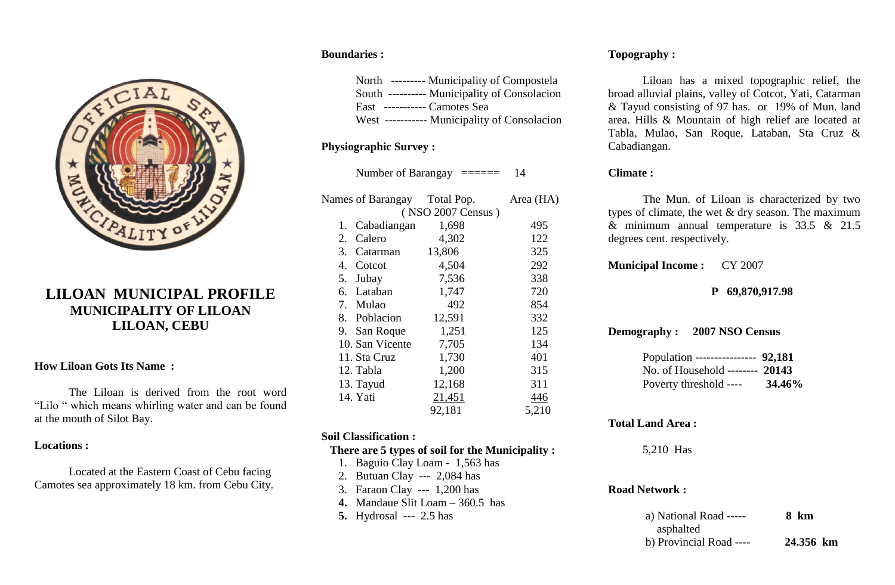# LILOAN MUNICIPAL PROFILE

## MUNICIPALITY OF LILOAN
## LILOAN, CEBU

**How Liloan Gots Its Name :**

The Liloan is derived from the root word "Lilo " which means whirling water and can be found at the mouth of Silot Bay.

**Locations :**

Located at the Eastern Coast of Cebu facing Camotes sea approximately 18 km. from Cebu City.

**Boundaries :**

North --------- Municipality of Compostela
South ---------- Municipality of Consolacion
East ----------- Camotes Sea
West ----------- Municipality of Consolacion

**Physiographic Survey :**

Number of Barangay ====== 14

| Names of Barangay | Total Pop. ( NSO 2007 Census ) | Area (HA) |
|---|---|---|
| 1. Cabadiangan | 1,698 | 495 |
| 2. Calero | 4,302 | 122 |
| 3. Catarman | 13,806 | 325 |
| 4. Cotcot | 4,504 | 292 |
| 5. Jubay | 7,536 | 338 |
| 6. Lataban | 1,747 | 720 |
| 7. Mulao | 492 | 854 |
| 8. Poblacion | 12,591 | 332 |
| 9. San Roque | 1,251 | 125 |
| 10. San Vicente | 7,705 | 134 |
| 11. Sta Cruz | 1,730 | 401 |
| 12. Tabla | 1,200 | 315 |
| 13. Tayud | 12,168 | 311 |
| 14. Yati | 21,451 | 446 |
| | 92,181 | 5,210 |

**Soil Classification :**

**There are 5 types of soil for the Municipality :**

1. Baguio Clay Loam - 1,563 has
2. Butuan Clay --- 2,084 has
3. Faraon Clay --- 1,200 has
4. Mandaue Slit Loam – 360.5 has
5. Hydrosal --- 2.5 has

**Topography :**

Liloan has a mixed topographic relief, the broad alluvial plains, valley of Cotcot, Yati, Catarman & Tayud consisting of 97 has. or 19% of Mun. land area. Hills & Mountain of high relief are located at Tabla, Mulao, San Roque, Lataban, Sta Cruz & Cabadiangan.

**Climate :**

The Mun. of Liloan is characterized by two types of climate, the wet & dry season. The maximum & minimum annual temperature is 33.5 & 21.5 degrees cent. respectively.

**Municipal Income :** CY 2007

**P 69,870,917.98**

**Demography : 2007 NSO Census**

Population ---------------- **92,181**
No. of Household -------- **20143**
Poverty threshold ---- **34.46%**

**Total Land Area :**

5,210 Has

**Road Network :**

a) National Road ----- asphalted **8 km**
b) Provincial Road ---- **24.356 km**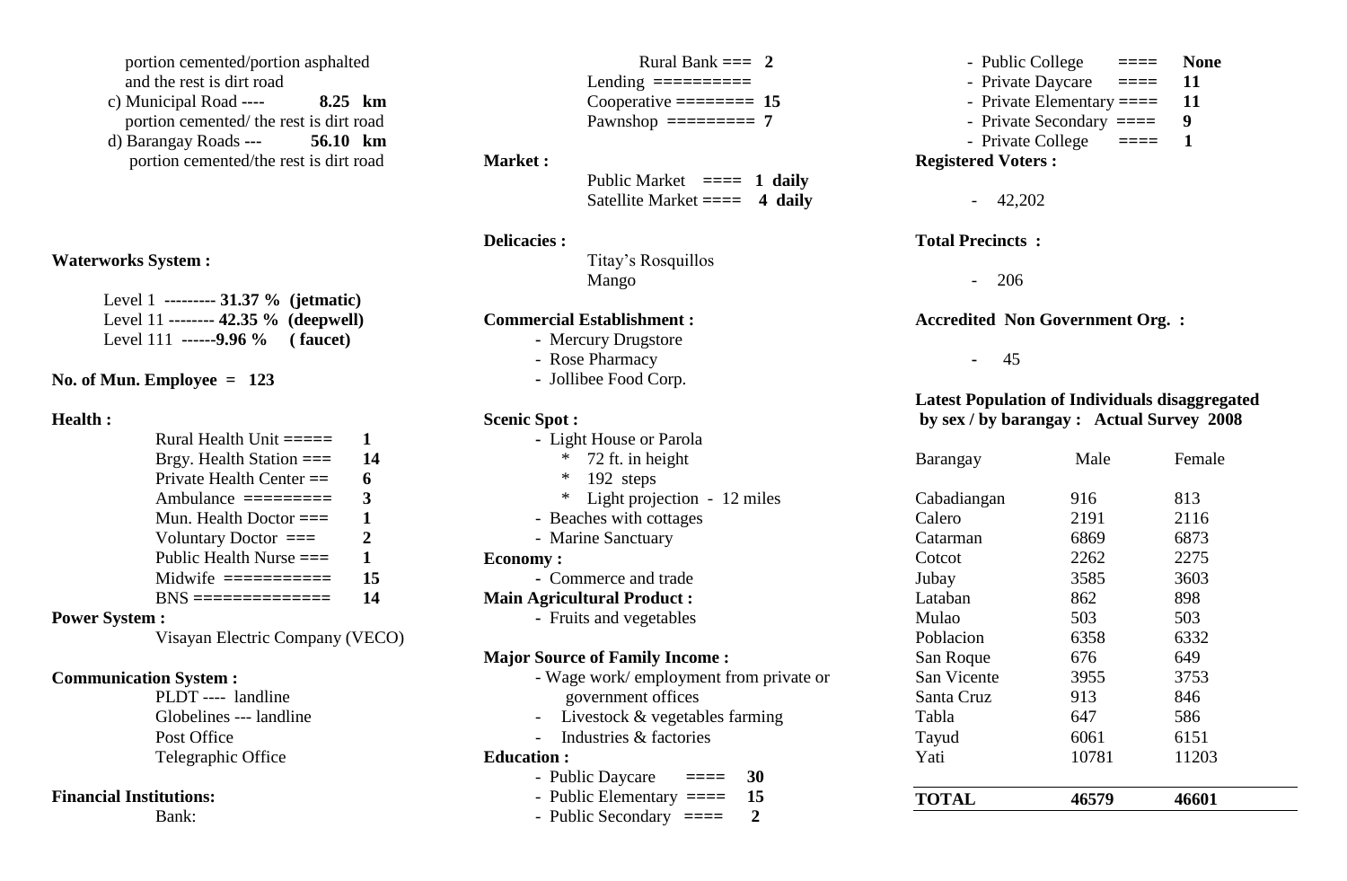portion cemented/portion asphalted and the rest is dirt road

c) Municipal Road ---- **8.25 km**
portion cemented/ the rest is dirt road

d) Barangay Roads --- **56.10 km**
portion cemented/the rest is dirt road

**Waterworks System :**

Level 1 --------- **31.37 % (jetmatic)**
Level 11 -------- **42.35 % (deepwell)**
Level 111 **------9.96 % ( faucet)**

**No. of Mun. Employee = 123**

**Health :**

| | |
|---|---|
| Rural Health Unit ===== | **1** |
| Brgy. Health Station === | **14** |
| Private Health Center == | **6** |
| Ambulance ======== | **3** |
| Mun. Health Doctor === | **1** |
| Voluntary Doctor === | **2** |
| Public Health Nurse === | **1** |
| Midwife ========== | **15** |
| BNS ============= | **14** |

**Power System :**

Visayan Electric Company (VECO)

**Communication System :**

PLDT ---- landline
Globelines --- landline
Post Office
Telegraphic Office

**Financial Institutions:**

Bank:

Rural Bank === **2**
Lending =========
Cooperative ======== **15**
Pawnshop ======== **7**

**Market :**

Public Market ==== **1 daily**
Satellite Market ==== **4 daily**

**Delicacies :**

Titay's Rosquillos
Mango

**Commercial Establishment :**

- Mercury Drugstore
- Rose Pharmacy
- Jollibee Food Corp.

**Scenic Spot :**

- Light House or Parola
  - * 72 ft. in height
  - * 192 steps
  - * Light projection - 12 miles
- Beaches with cottages
- Marine Sanctuary

**Economy :**

- Commerce and trade

**Main Agricultural Product :**

- Fruits and vegetables

**Major Source of Family Income :**

- Wage work/ employment from private or government offices
- Livestock & vegetables farming
- Industries & factories

**Education :**

| | |
|---|---|
| - Public Daycare ==== | **30** |
| - Public Elementary ==== | **15** |
| - Public Secondary ==== | **2** |
| - Public College ==== | **None** |
| - Private Daycare ==== | **11** |
| - Private Elementary ==== | **11** |
| - Private Secondary ==== | **9** |
| - Private College ==== | **1** |

**Registered Voters :**

- 42,202

**Total Precincts :**

- 206

**Accredited Non Government Org. :**

- 45

**Latest Population of Individuals disaggregated by sex / by barangay : Actual Survey 2008**

| Barangay | Male | Female |
|---|---|---|
| Cabadiangan | 916 | 813 |
| Calero | 2191 | 2116 |
| Catarman | 6869 | 6873 |
| Cotcot | 2262 | 2275 |
| Jubay | 3585 | 3603 |
| Lataban | 862 | 898 |
| Mulao | 503 | 503 |
| Poblacion | 6358 | 6332 |
| San Roque | 676 | 649 |
| San Vicente | 3955 | 3753 |
| Santa Cruz | 913 | 846 |
| Tabla | 647 | 586 |
| Tayud | 6061 | 6151 |
| Yati | 10781 | 11203 |
| **TOTAL** | **46579** | **46601** |